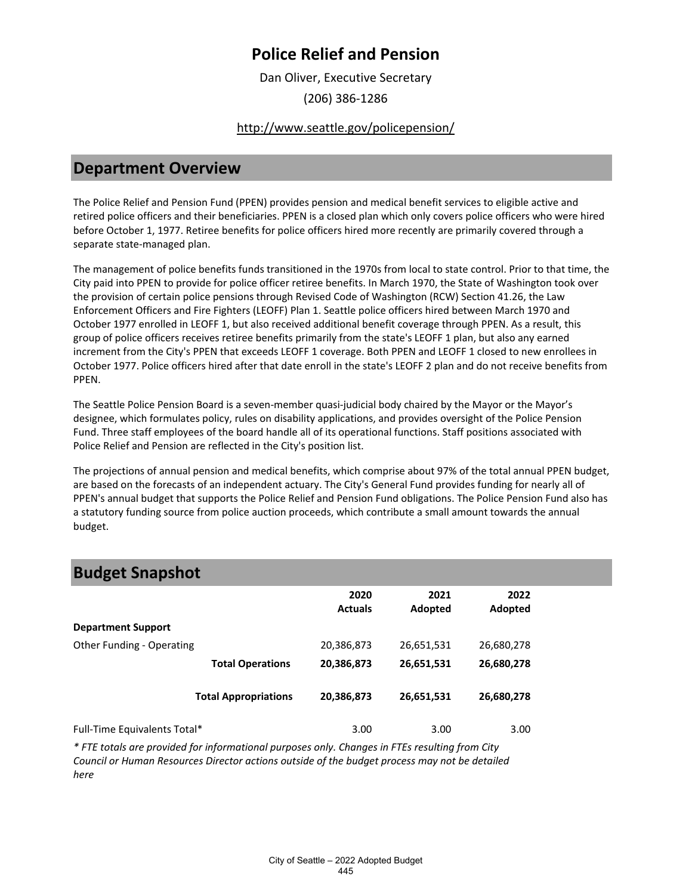# Police Relief and Pension

Dan Oliver, Executive Secretary

(206) 386-1286

http://www.seattle.gov/policepension/

## Department Overview

The Police Relief and Pension Fund (PPEN) provides pension and medical benefit services to eligible active and retired police officers and their beneficiaries. PPEN is a closed plan which only covers police officers who were hired before October 1, 1977. Retiree benefits for police officers hired more recently are primarily covered through a separate state-managed plan.

The management of police benefits funds transitioned in the 1970s from local to state control. Prior to that time, the City paid into PPEN to provide for police officer retiree benefits. In March 1970, the State of Washington took over the provision of certain police pensions through Revised Code of Washington (RCW) Section 41.26, the Law Enforcement Officers and Fire Fighters (LEOFF) Plan 1. Seattle police officers hired between March 1970 and October 1977 enrolled in LEOFF 1, but also received additional benefit coverage through PPEN. As a result, this group of police officers receives retiree benefits primarily from the state's LEOFF 1 plan, but also any earned increment from the City's PPEN that exceeds LEOFF 1 coverage. Both PPEN and LEOFF 1 closed to new enrollees in October 1977. Police officers hired after that date enroll in the state's LEOFF 2 plan and do not receive benefits from PPEN.

The Seattle Police Pension Board is a seven-member quasi-judicial body chaired by the Mayor or the Mayor's designee, which formulates policy, rules on disability applications, and provides oversight of the Police Pension Fund. Three staff employees of the board handle all of its operational functions. Staff positions associated with Police Relief and Pension are reflected in the City's position list.

The projections of annual pension and medical benefits, which comprise about 97% of the total annual PPEN budget, are based on the forecasts of an independent actuary. The City's General Fund provides funding for nearly all of PPEN's annual budget that supports the Police Relief and Pension Fund obligations. The Police Pension Fund also has a statutory funding source from police auction proceeds, which contribute a small amount towards the annual budget.

## Budget Snapshot

| | 2020 Actuals | 2021 Adopted | 2022 Adopted |
|---|---|---|---|
| **Department Support** | | | |
| Other Funding - Operating | 20,386,873 | 26,651,531 | 26,680,278 |
| **Total Operations** | **20,386,873** | **26,651,531** | **26,680,278** |
| **Total Appropriations** | **20,386,873** | **26,651,531** | **26,680,278** |
| Full-Time Equivalents Total* | 3.00 | 3.00 | 3.00 |

*\* FTE totals are provided for informational purposes only. Changes in FTEs resulting from City Council or Human Resources Director actions outside of the budget process may not be detailed here*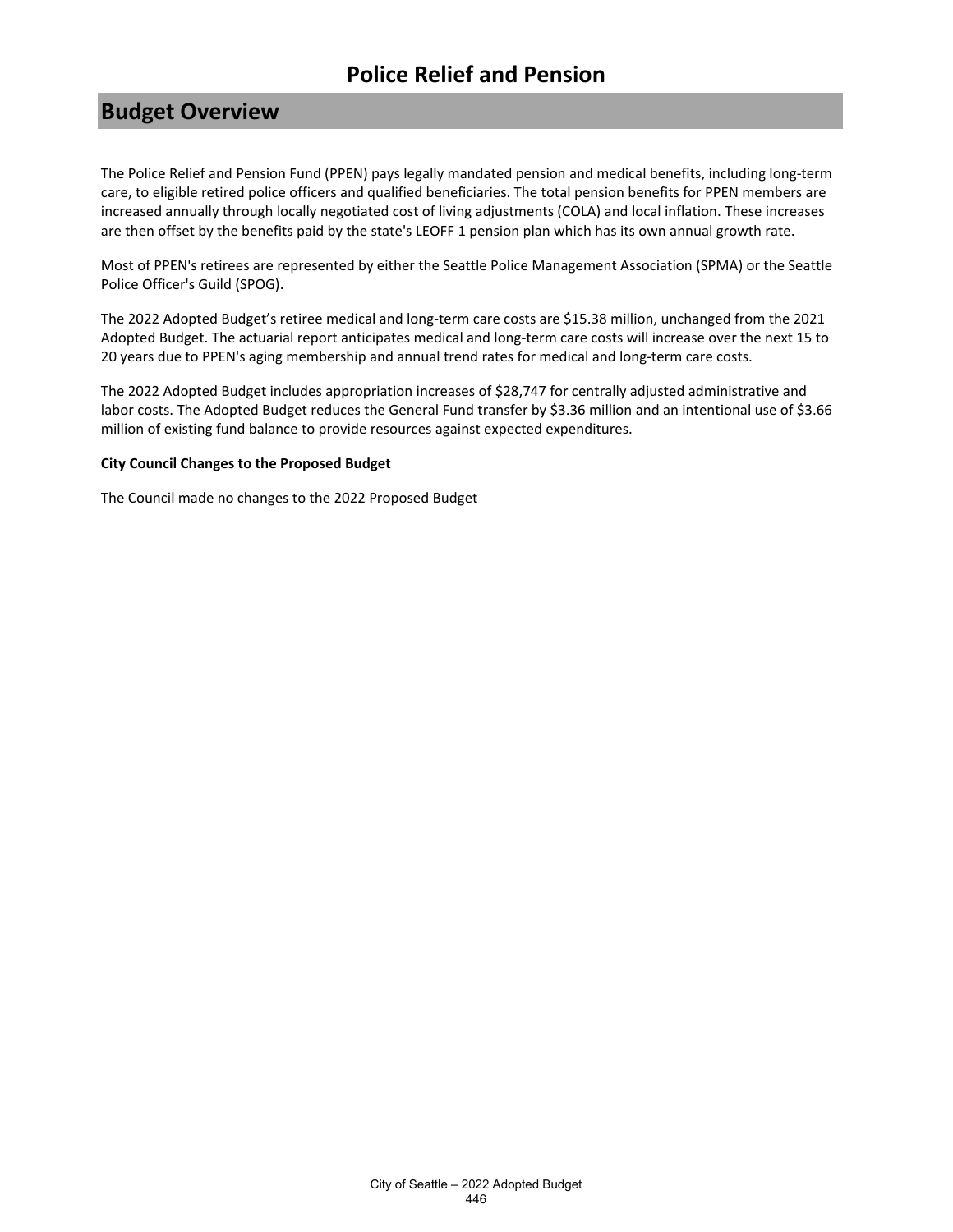# Police Relief and Pension

## Budget Overview

The Police Relief and Pension Fund (PPEN) pays legally mandated pension and medical benefits, including long-term care, to eligible retired police officers and qualified beneficiaries. The total pension benefits for PPEN members are increased annually through locally negotiated cost of living adjustments (COLA) and local inflation. These increases are then offset by the benefits paid by the state's LEOFF 1 pension plan which has its own annual growth rate.

Most of PPEN's retirees are represented by either the Seattle Police Management Association (SPMA) or the Seattle Police Officer's Guild (SPOG).

The 2022 Adopted Budget's retiree medical and long-term care costs are $15.38 million, unchanged from the 2021 Adopted Budget. The actuarial report anticipates medical and long-term care costs will increase over the next 15 to 20 years due to PPEN's aging membership and annual trend rates for medical and long-term care costs.

The 2022 Adopted Budget includes appropriation increases of $28,747 for centrally adjusted administrative and labor costs. The Adopted Budget reduces the General Fund transfer by $3.36 million and an intentional use of $3.66 million of existing fund balance to provide resources against expected expenditures.

**City Council Changes to the Proposed Budget**

The Council made no changes to the 2022 Proposed Budget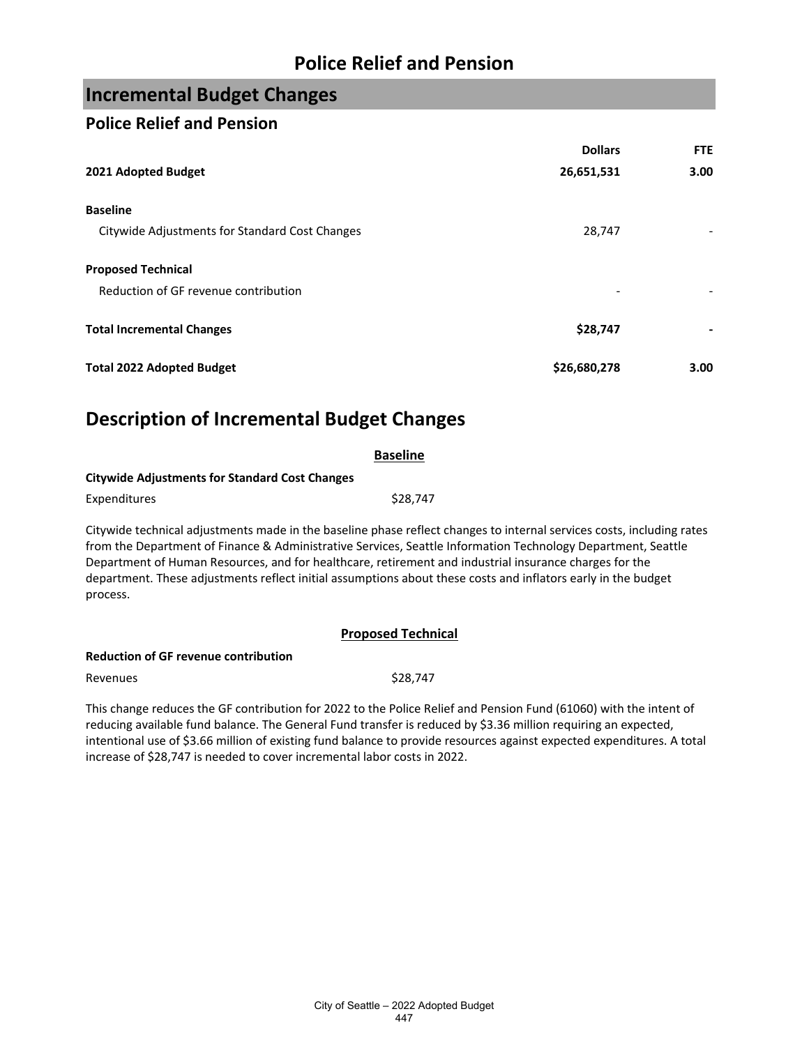# Police Relief and Pension

## Incremental Budget Changes

### Police Relief and Pension

| | Dollars | FTE |
|---|---|---|
| **2021 Adopted Budget** | **26,651,531** | **3.00** |
| | | |
| **Baseline** | | |
| Citywide Adjustments for Standard Cost Changes | 28,747 | - |
| | | |
| **Proposed Technical** | | |
| Reduction of GF revenue contribution | - | - |
| | | |
| **Total Incremental Changes** | **$28,747** | **-** |
| | | |
| **Total 2022 Adopted Budget** | **$26,680,278** | **3.00** |

## Description of Incremental Budget Changes

**Baseline**

**Citywide Adjustments for Standard Cost Changes**

Expenditures $28,747

Citywide technical adjustments made in the baseline phase reflect changes to internal services costs, including rates from the Department of Finance & Administrative Services, Seattle Information Technology Department, Seattle Department of Human Resources, and for healthcare, retirement and industrial insurance charges for the department. These adjustments reflect initial assumptions about these costs and inflators early in the budget process.

**Proposed Technical**

**Reduction of GF revenue contribution**

Revenues $28,747

This change reduces the GF contribution for 2022 to the Police Relief and Pension Fund (61060) with the intent of reducing available fund balance. The General Fund transfer is reduced by $3.36 million requiring an expected, intentional use of $3.66 million of existing fund balance to provide resources against expected expenditures. A total increase of $28,747 is needed to cover incremental labor costs in 2022.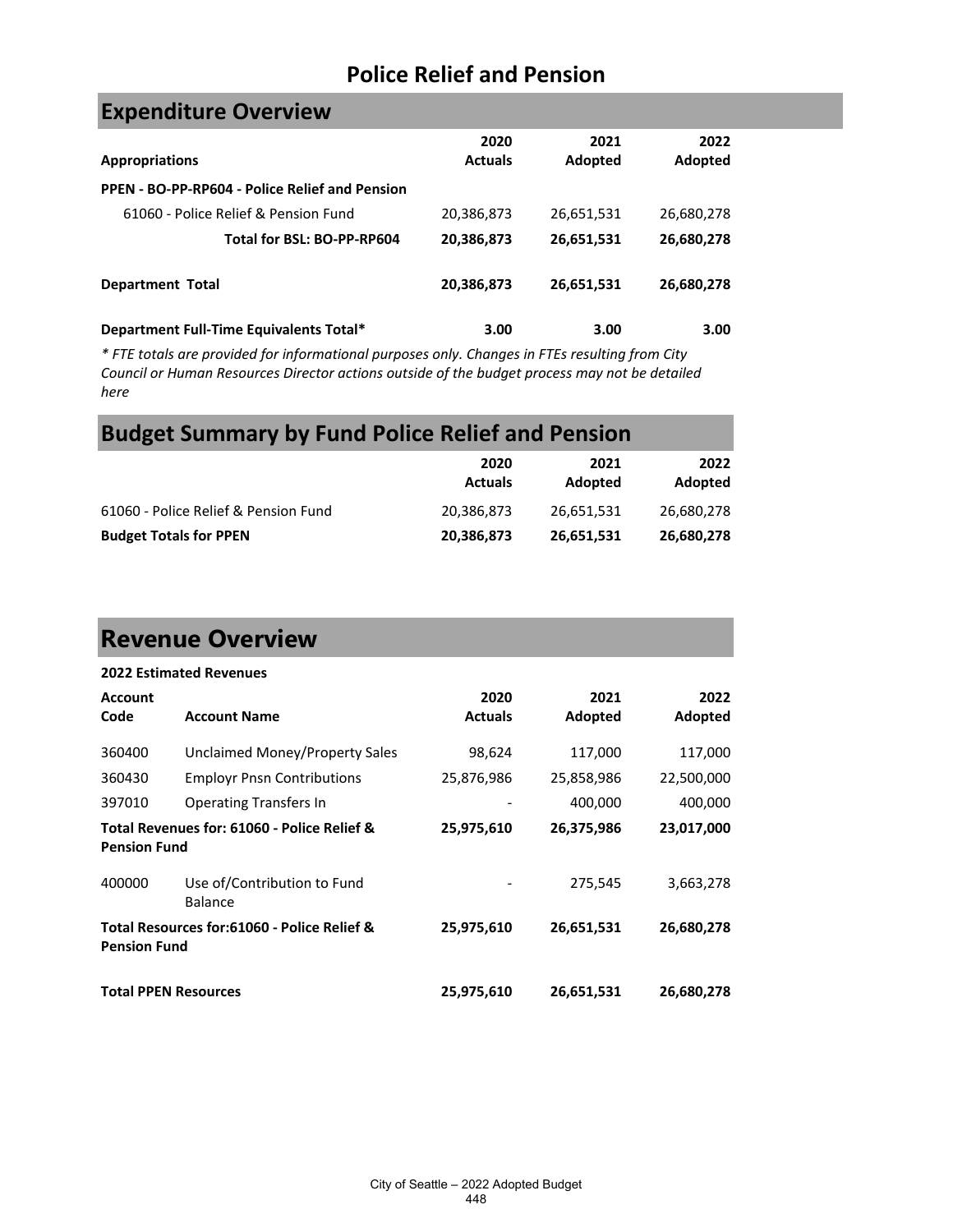# Police Relief and Pension

## Expenditure Overview

| Appropriations | 2020 Actuals | 2021 Adopted | 2022 Adopted |
|---|---|---|---|
| **PPEN - BO-PP-RP604 - Police Relief and Pension** | | | |
| 61060 - Police Relief & Pension Fund | 20,386,873 | 26,651,531 | 26,680,278 |
| **Total for BSL: BO-PP-RP604** | **20,386,873** | **26,651,531** | **26,680,278** |
| **Department Total** | **20,386,873** | **26,651,531** | **26,680,278** |
| **Department Full-Time Equivalents Total*** | **3.00** | **3.00** | **3.00** |

*\* FTE totals are provided for informational purposes only. Changes in FTEs resulting from City Council or Human Resources Director actions outside of the budget process may not be detailed here*

## Budget Summary by Fund Police Relief and Pension

| | 2020 Actuals | 2021 Adopted | 2022 Adopted |
|---|---|---|---|
| 61060 - Police Relief & Pension Fund | 20,386,873 | 26,651,531 | 26,680,278 |
| **Budget Totals for PPEN** | **20,386,873** | **26,651,531** | **26,680,278** |

## Revenue Overview

**2022 Estimated Revenues**

| Account Code | Account Name | 2020 Actuals | 2021 Adopted | 2022 Adopted |
|---|---|---|---|---|
| 360400 | Unclaimed Money/Property Sales | 98,624 | 117,000 | 117,000 |
| 360430 | Emplyr Pnsn Contributions | 25,876,986 | 25,858,986 | 22,500,000 |
| 397010 | Operating Transfers In | - | 400,000 | 400,000 |
| **Total Revenues for: 61060 - Police Relief & Pension Fund** | | **25,975,610** | **26,375,986** | **23,017,000** |
| 400000 | Use of/Contribution to Fund Balance | - | 275,545 | 3,663,278 |
| **Total Resources for:61060 - Police Relief & Pension Fund** | | **25,975,610** | **26,651,531** | **26,680,278** |
| **Total PPEN Resources** | | **25,975,610** | **26,651,531** | **26,680,278** |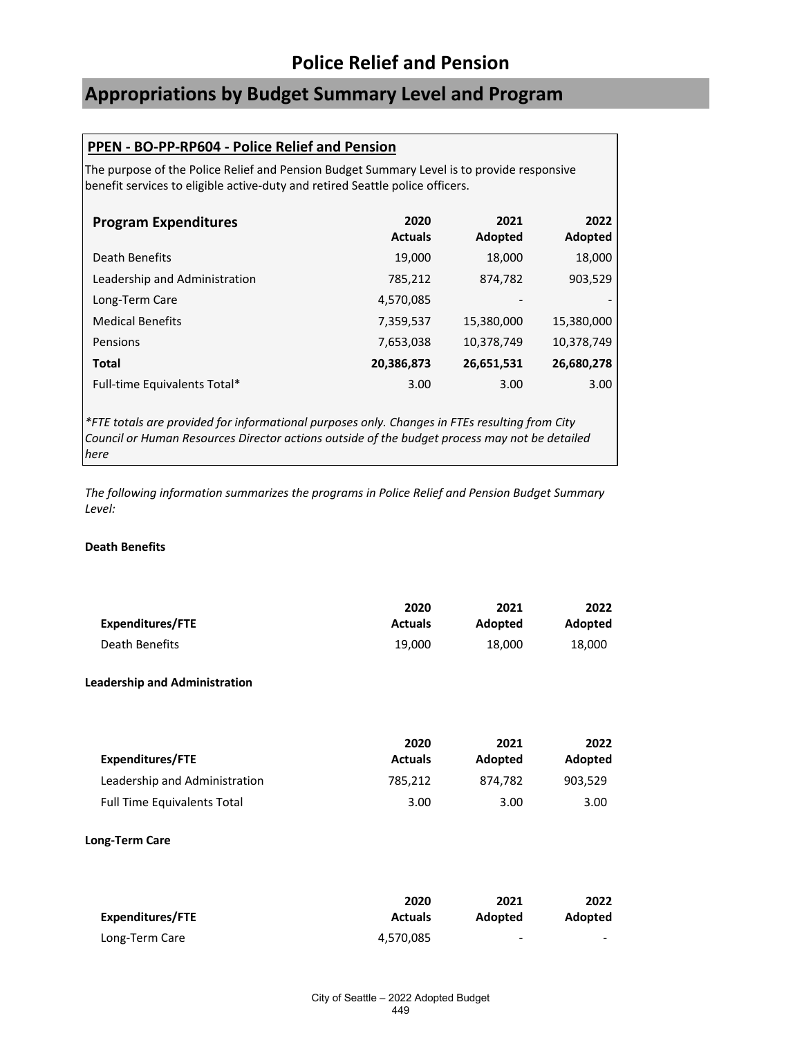# Police Relief and Pension

## Appropriations by Budget Summary Level and Program

### PPEN - BO-PP-RP604 - Police Relief and Pension

The purpose of the Police Relief and Pension Budget Summary Level is to provide responsive benefit services to eligible active-duty and retired Seattle police officers.

| Program Expenditures | 2020 Actuals | 2021 Adopted | 2022 Adopted |
|---|---|---|---|
| Death Benefits | 19,000 | 18,000 | 18,000 |
| Leadership and Administration | 785,212 | 874,782 | 903,529 |
| Long-Term Care | 4,570,085 | - | - |
| Medical Benefits | 7,359,537 | 15,380,000 | 15,380,000 |
| Pensions | 7,653,038 | 10,378,749 | 10,378,749 |
| **Total** | **20,386,873** | **26,651,531** | **26,680,278** |
| Full-time Equivalents Total* | 3.00 | 3.00 | 3.00 |

*\*FTE totals are provided for informational purposes only. Changes in FTEs resulting from City Council or Human Resources Director actions outside of the budget process may not be detailed here*

*The following information summarizes the programs in Police Relief and Pension Budget Summary Level:*

**Death Benefits**

| Expenditures/FTE | 2020 Actuals | 2021 Adopted | 2022 Adopted |
|---|---|---|---|
| Death Benefits | 19,000 | 18,000 | 18,000 |

**Leadership and Administration**

| Expenditures/FTE | 2020 Actuals | 2021 Adopted | 2022 Adopted |
|---|---|---|---|
| Leadership and Administration | 785,212 | 874,782 | 903,529 |
| Full Time Equivalents Total | 3.00 | 3.00 | 3.00 |

**Long-Term Care**

| Expenditures/FTE | 2020 Actuals | 2021 Adopted | 2022 Adopted |
|---|---|---|---|
| Long-Term Care | 4,570,085 | - | - |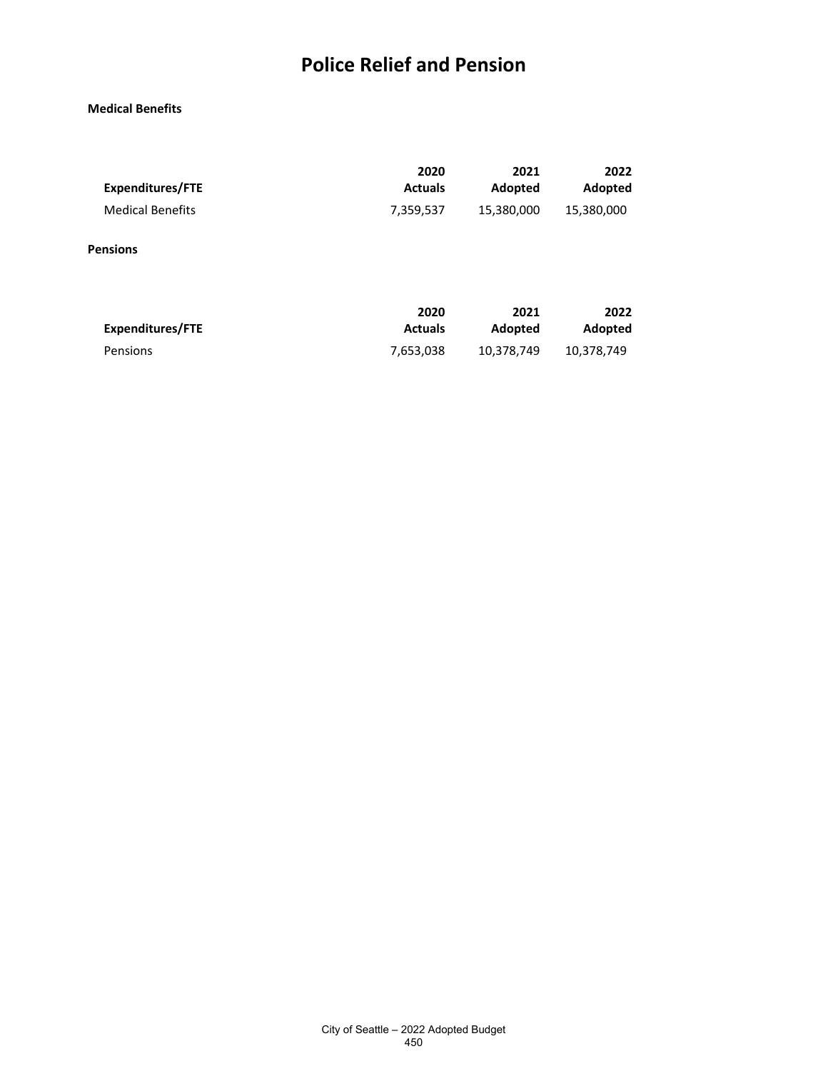# Police Relief and Pension

**Medical Benefits**

| Expenditures/FTE | 2020 Actuals | 2021 Adopted | 2022 Adopted |
|---|---|---|---|
| Medical Benefits | 7,359,537 | 15,380,000 | 15,380,000 |

**Pensions**

| Expenditures/FTE | 2020 Actuals | 2021 Adopted | 2022 Adopted |
|---|---|---|---|
| Pensions | 7,653,038 | 10,378,749 | 10,378,749 |